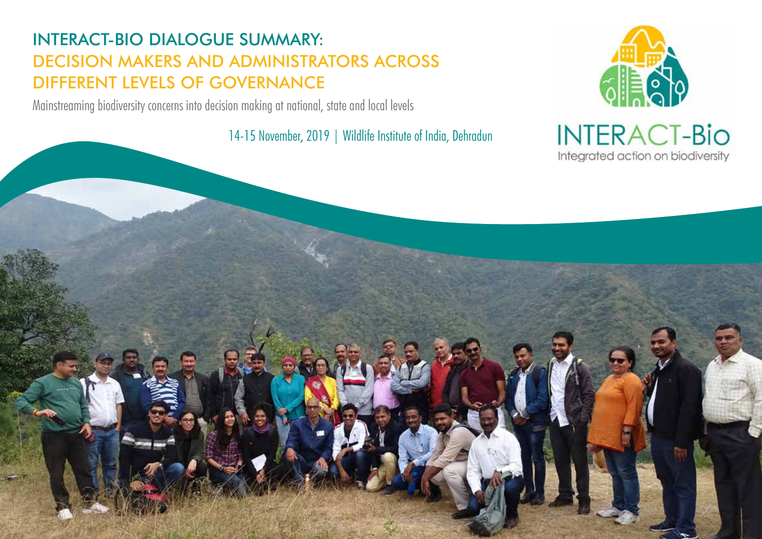# INTERACT-BIO DIALOGUE SUMMARY: DECISION MAKERS AND ADMINISTRATORS ACROSS DIFFERENT LEVELS OF GOVERNANCE

Mainstreaming biodiversity concerns into decision making at national, state and local levels

14-15 November, 2019 | Wildlife Institute of India, Dehradun

INTERACT-Bio

Integrated action on biodiversity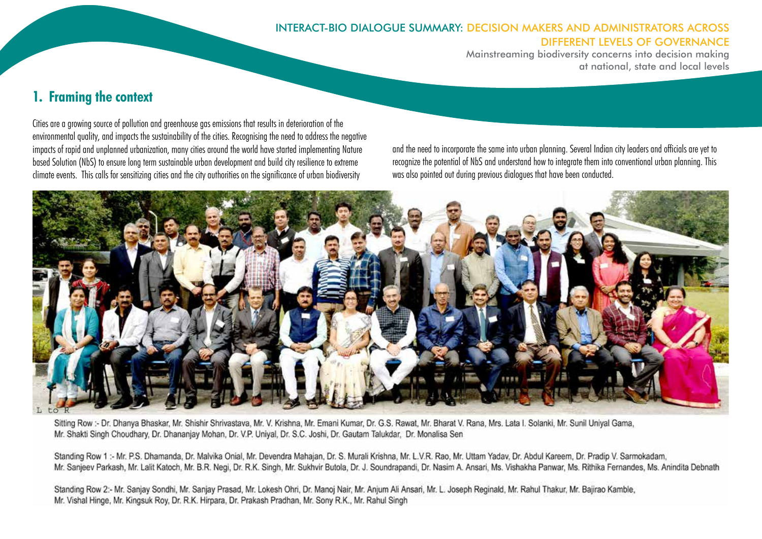## 1. Framing the context

Cities are a growing source of pollution and greenhouse gas emissions that results in deterioration of the environmental quality, and impacts the sustainability of the cities. Recognising the need to address the negative impacts of rapid and unplanned urbanization, many cities around the world have started implementing Nature based Solution (NbS) to ensure long term sustainable urban development and build city resilience to extreme climate events. This calls for sensitizing cities and the city authorities on the significance of urban biodiversity and the need to incorporate the same into urban planning. Several Indian city leaders and officials are yet to recognize the potential of NbS and understand how to integrate them into conventional urban planning. This was also pointed out during previous dialogues that have been conducted.

L to R

Sitting Row :- Dr. Dhanya Bhaskar, Mr. Shishir Shrivastava, Mr. V. Krishna, Mr. Emani Kumar, Dr. G.S. Rawat, Mr. Bharat V. Rana, Mrs. Lata I. Solanki, Mr. Sunil Uniyal Gama, Mr. Shakti Singh Choudhary, Dr. Dhananjay Mohan, Dr. V.P. Uniyal, Dr. S.C. Joshi, Dr. Gautam Talukdar, Dr. Monalisa Sen

Standing Row 1 :- Mr. P.S. Dhamanda, Dr. Malvika Onial, Mr. Devendra Mahajan, Dr. S. Murali Krishna, Mr. L.V.R. Rao, Mr. Uttam Yadav, Dr. Abdul Kareem, Dr. Pradip V. Sarmokadam, Mr. Sanjeev Parkash, Mr. Lalit Katoch, Mr. B.R. Negi, Dr. R.K. Singh, Mr. Sukhvir Butola, Dr. J. Soundrapandi, Dr. Nasim A. Ansari, Ms. Vishakha Panwar, Ms. Rithika Fernandes, Ms. Anindita Debnath

Standing Row 2:- Mr. Sanjay Sondhi, Mr. Sanjay Prasad, Mr. Lokesh Ohri, Dr. Manoj Nair, Mr. Anjum Ali Ansari, Mr. L. Joseph Reginald, Mr. Rahul Thakur, Mr. Bajirao Kamble, Mr. Vishal Hinge, Mr. Kingsuk Roy, Dr. R.K. Hirpara, Dr. Prakash Pradhan, Mr. Sony R.K., Mr. Rahul Singh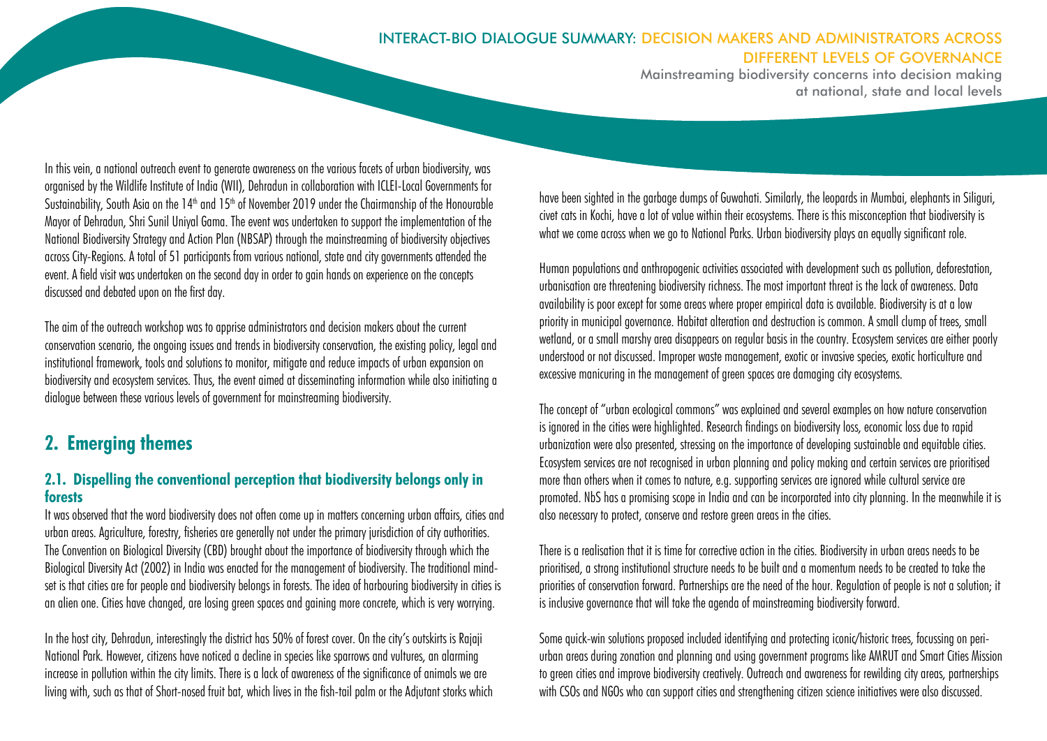In this vein, a national outreach event to generate awareness on the various facets of urban biodiversity, was organised by the Wildlife Institute of India (WII), Dehradun in collaboration with ICLEI-Local Governments for Sustainability, South Asia on the 14th and 15th of November 2019 under the Chairmanship of the Honourable Mayor of Dehradun, Shri Sunil Uniyal Gama. The event was undertaken to support the implementation of the National Biodiversity Strategy and Action Plan (NBSAP) through the mainstreaming of biodiversity objectives across City-Regions. A total of 51 participants from various national, state and city governments attended the event. A field visit was undertaken on the second day in order to gain hands on experience on the concepts discussed and debated upon on the first day.

The aim of the outreach workshop was to apprise administrators and decision makers about the current conservation scenario, the ongoing issues and trends in biodiversity conservation, the existing policy, legal and institutional framework, tools and solutions to monitor, mitigate and reduce impacts of urban expansion on biodiversity and ecosystem services. Thus, the event aimed at disseminating information while also initiating a dialogue between these various levels of government for mainstreaming biodiversity.

## 2. Emerging themes

### 2.1. Dispelling the conventional perception that biodiversity belongs only in forests

It was observed that the word biodiversity does not often come up in matters concerning urban affairs, cities and urban areas. Agriculture, forestry, fisheries are generally not under the primary jurisdiction of city authorities. The Convention on Biological Diversity (CBD) brought about the importance of biodiversity through which the Biological Diversity Act (2002) in India was enacted for the management of biodiversity. The traditional mind-set is that cities are for people and biodiversity belongs in forests. The idea of harbouring biodiversity in cities is an alien one. Cities have changed, are losing green spaces and gaining more concrete, which is very worrying.

In the host city, Dehradun, interestingly the district has 50% of forest cover. On the city's outskirts is Rajaji National Park. However, citizens have noticed a decline in species like sparrows and vultures, an alarming increase in pollution within the city limits. There is a lack of awareness of the significance of animals we are living with, such as that of Short-nosed fruit bat, which lives in the fish-tail palm or the Adjutant storks which have been sighted in the garbage dumps of Guwahati. Similarly, the leopards in Mumbai, elephants in Siliguri, civet cats in Kochi, have a lot of value within their ecosystems. There is this misconception that biodiversity is what we come across when we go to National Parks. Urban biodiversity plays an equally significant role.

Human populations and anthropogenic activities associated with development such as pollution, deforestation, urbanisation are threatening biodiversity richness. The most important threat is the lack of awareness. Data availability is poor except for some areas where proper empirical data is available. Biodiversity is at a low priority in municipal governance. Habitat alteration and destruction is common. A small clump of trees, small wetland, or a small marshy area disappears on regular basis in the country. Ecosystem services are either poorly understood or not discussed. Improper waste management, exotic or invasive species, exotic horticulture and excessive manicuring in the management of green spaces are damaging city ecosystems.

The concept of "urban ecological commons" was explained and several examples on how nature conservation is ignored in the cities were highlighted. Research findings on biodiversity loss, economic loss due to rapid urbanization were also presented, stressing on the importance of developing sustainable and equitable cities. Ecosystem services are not recognised in urban planning and policy making and certain services are prioritised more than others when it comes to nature, e.g. supporting services are ignored while cultural service are promoted. NbS has a promising scope in India and can be incorporated into city planning. In the meanwhile it is also necessary to protect, conserve and restore green areas in the cities.

There is a realisation that it is time for corrective action in the cities. Biodiversity in urban areas needs to be prioritised, a strong institutional structure needs to be built and a momentum needs to be created to take the priorities of conservation forward. Partnerships are the need of the hour. Regulation of people is not a solution; it is inclusive governance that will take the agenda of mainstreaming biodiversity forward.

Some quick-win solutions proposed included identifying and protecting iconic/historic trees, focussing on peri-urban areas during zonation and planning and using government programs like AMRUT and Smart Cities Mission to green cities and improve biodiversity creatively. Outreach and awareness for rewilding city areas, partnerships with CSOs and NGOs who can support cities and strengthening citizen science initiatives were also discussed.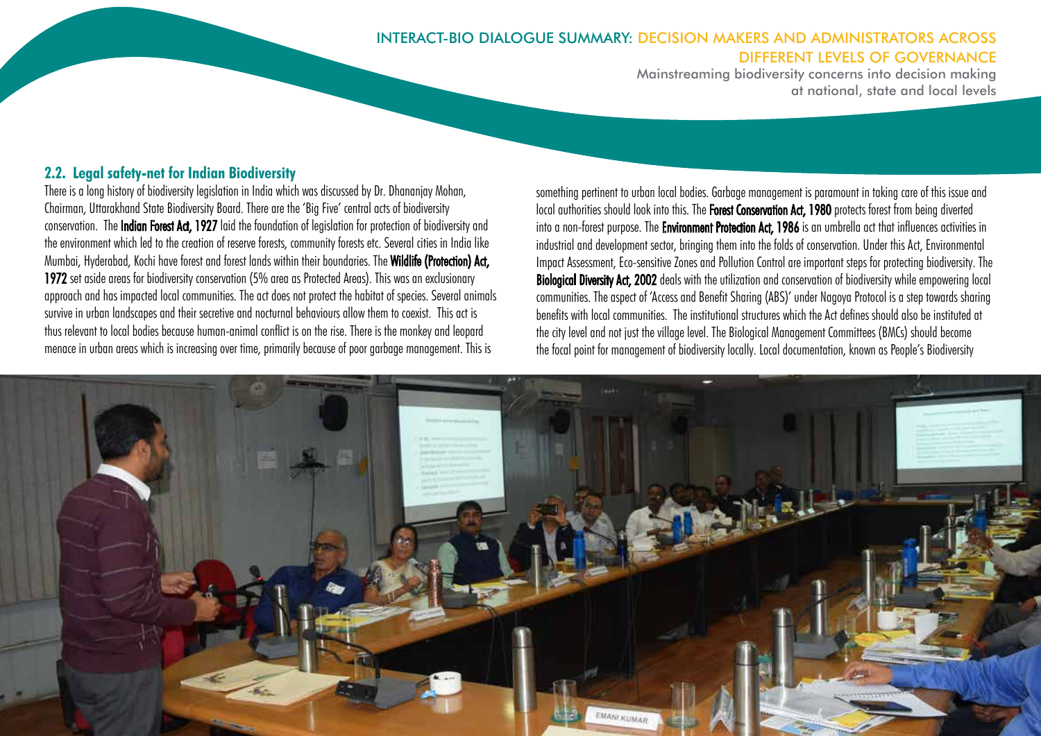## 2.2. Legal safety-net for Indian Biodiversity

There is a long history of biodiversity legislation in India which was discussed by Dr. Dhananjay Mohan, Chairman, Uttarakhand State Biodiversity Board. There are the 'Big Five' central acts of biodiversity conservation. The **Indian Forest Act, 1927** laid the foundation of legislation for protection of biodiversity and the environment which led to the creation of reserve forests, community forests etc. Several cities in India like Mumbai, Hyderabad, Kochi have forest and forest lands within their boundaries. The **Wildlife (Protection) Act, 1972** set aside areas for biodiversity conservation (5% area as Protected Areas). This was an exclusionary approach and has impacted local communities. The act does not protect the habitat of species. Several animals survive in urban landscapes and their secretive and nocturnal behaviours allow them to coexist. This act is thus relevant to local bodies because human-animal conflict is on the rise. There is the monkey and leopard menace in urban areas which is increasing over time, primarily because of poor garbage management. This is something pertinent to urban local bodies. Garbage management is paramount in taking care of this issue and local authorities should look into this. The **Forest Conservation Act, 1980** protects forest from being diverted into a non-forest purpose. The **Environment Protection Act, 1986** is an umbrella act that influences activities in industrial and development sector, bringing them into the folds of conservation. Under this Act, Environmental Impact Assessment, Eco-sensitive Zones and Pollution Control are important steps for protecting biodiversity. The **Biological Diversity Act, 2002** deals with the utilization and conservation of biodiversity while empowering local communities. The aspect of 'Access and Benefit Sharing (ABS)' under Nagoya Protocol is a step towards sharing benefits with local communities. The institutional structures which the Act defines should also be instituted at the city level and not just the village level. The Biological Management Committees (BMCs) should become the focal point for management of biodiversity locally. Local documentation, known as People's Biodiversity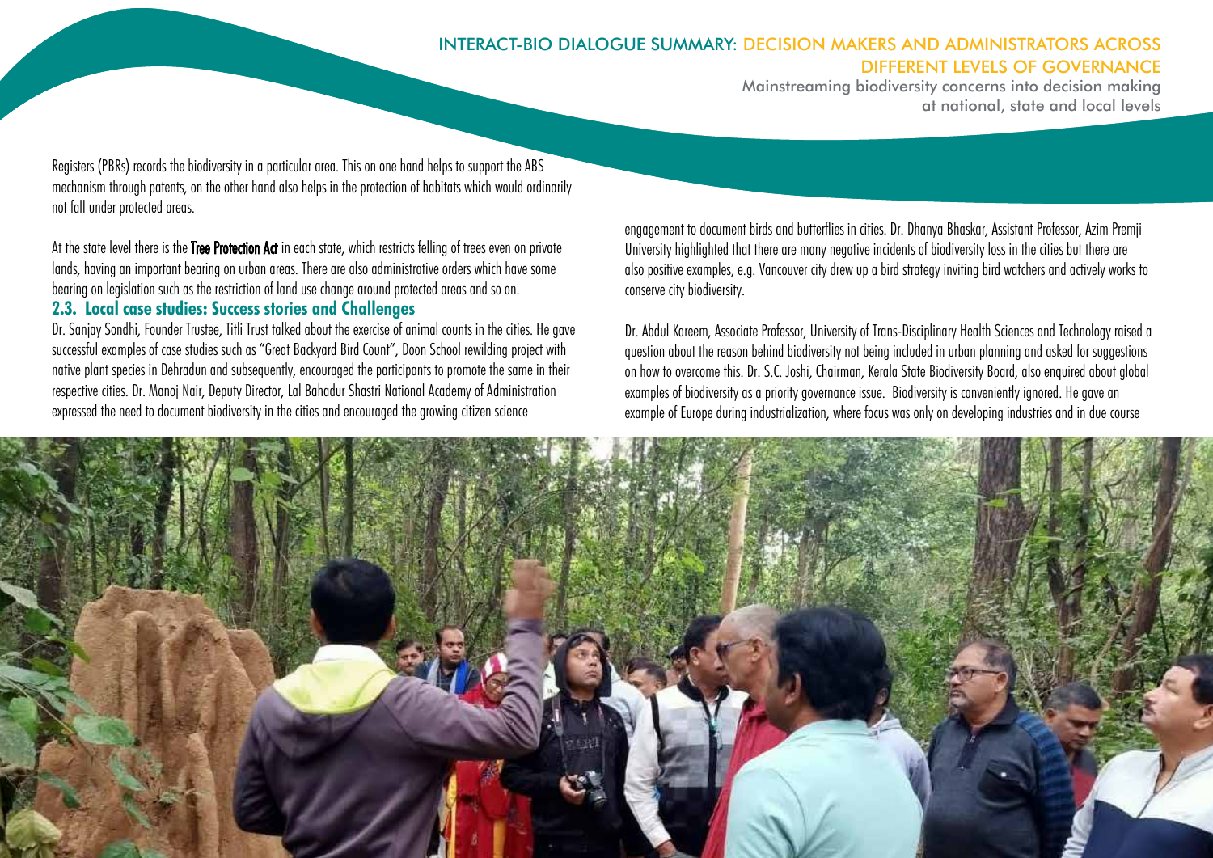Registers (PBRs) records the biodiversity in a particular area. This on one hand helps to support the ABS mechanism through patents, on the other hand also helps in the protection of habitats which would ordinarily not fall under protected areas.

At the state level there is the **Tree Protection Act** in each state, which restricts felling of trees even on private lands, having an important bearing on urban areas. There are also administrative orders which have some bearing on legislation such as the restriction of land use change around protected areas and so on.

### 2.3. Local case studies: Success stories and Challenges

Dr. Sanjay Sondhi, Founder Trustee, Titli Trust talked about the exercise of animal counts in the cities. He gave successful examples of case studies such as "Great Backyard Bird Count", Doon School rewilding project with native plant species in Dehradun and subsequently, encouraged the participants to promote the same in their respective cities. Dr. Manoj Nair, Deputy Director, Lal Bahadur Shastri National Academy of Administration expressed the need to document biodiversity in the cities and encouraged the growing citizen science engagement to document birds and butterflies in cities. Dr. Dhanya Bhaskar, Assistant Professor, Azim Premji University highlighted that there are many negative incidents of biodiversity loss in the cities but there are also positive examples, e.g. Vancouver city drew up a bird strategy inviting bird watchers and actively works to conserve city biodiversity.

Dr. Abdul Kareem, Associate Professor, University of Trans-Disciplinary Health Sciences and Technology raised a question about the reason behind biodiversity not being included in urban planning and asked for suggestions on how to overcome this. Dr. S.C. Joshi, Chairman, Kerala State Biodiversity Board, also enquired about global examples of biodiversity as a priority governance issue. Biodiversity is conveniently ignored. He gave an example of Europe during industrialization, where focus was only on developing industries and in due course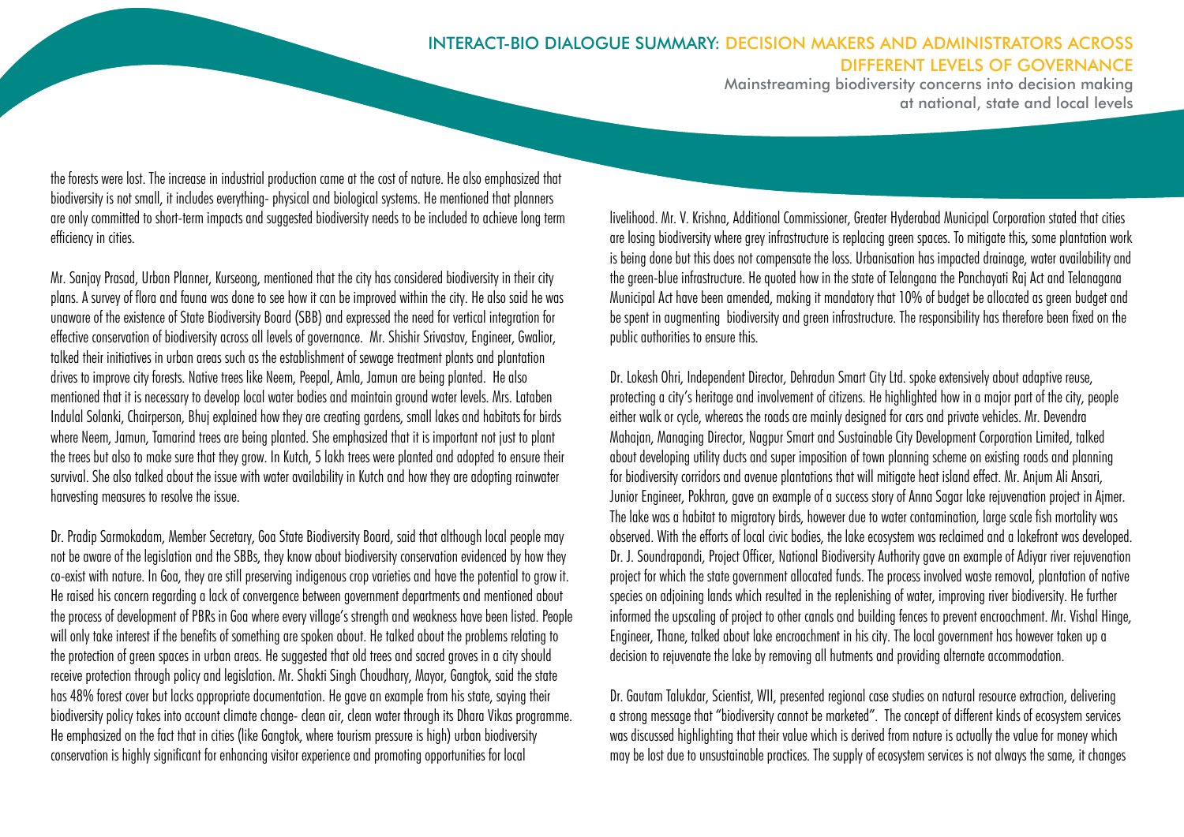the forests were lost. The increase in industrial production came at the cost of nature. He also emphasized that biodiversity is not small, it includes everything- physical and biological systems. He mentioned that planners are only committed to short-term impacts and suggested biodiversity needs to be included to achieve long term efficiency in cities.

Mr. Sanjay Prasad, Urban Planner, Kurseong, mentioned that the city has considered biodiversity in their city plans. A survey of flora and fauna was done to see how it can be improved within the city. He also said he was unaware of the existence of State Biodiversity Board (SBB) and expressed the need for vertical integration for effective conservation of biodiversity across all levels of governance. Mr. Shishir Srivastav, Engineer, Gwalior, talked their initiatives in urban areas such as the establishment of sewage treatment plants and plantation drives to improve city forests. Native trees like Neem, Peepal, Amla, Jamun are being planted. He also mentioned that it is necessary to develop local water bodies and maintain ground water levels. Mrs. Lataben Indulal Solanki, Chairperson, Bhuj explained how they are creating gardens, small lakes and habitats for birds where Neem, Jamun, Tamarind trees are being planted. She emphasized that it is important not just to plant the trees but also to make sure that they grow. In Kutch, 5 lakh trees were planted and adopted to ensure their survival. She also talked about the issue with water availability in Kutch and how they are adopting rainwater harvesting measures to resolve the issue.

Dr. Pradip Sarmokadam, Member Secretary, Goa State Biodiversity Board, said that although local people may not be aware of the legislation and the SBBs, they know about biodiversity conservation evidenced by how they co-exist with nature. In Goa, they are still preserving indigenous crop varieties and have the potential to grow it. He raised his concern regarding a lack of convergence between government departments and mentioned about the process of development of PBRs in Goa where every village's strength and weakness have been listed. People will only take interest if the benefits of something are spoken about. He talked about the problems relating to the protection of green spaces in urban areas. He suggested that old trees and sacred groves in a city should receive protection through policy and legislation. Mr. Shakti Singh Choudhary, Mayor, Gangtok, said the state has 48% forest cover but lacks appropriate documentation. He gave an example from his state, saying their biodiversity policy takes into account climate change- clean air, clean water through its Dhara Vikas programme. He emphasized on the fact that in cities (like Gangtok, where tourism pressure is high) urban biodiversity conservation is highly significant for enhancing visitor experience and promoting opportunities for local livelihood. Mr. V. Krishna, Additional Commissioner, Greater Hyderabad Municipal Corporation stated that cities are losing biodiversity where grey infrastructure is replacing green spaces. To mitigate this, some plantation work is being done but this does not compensate the loss. Urbanisation has impacted drainage, water availability and the green-blue infrastructure. He quoted how in the state of Telangana the Panchayati Raj Act and Telanagana Municipal Act have been amended, making it mandatory that 10% of budget be allocated as green budget and be spent in augmenting biodiversity and green infrastructure. The responsibility has therefore been fixed on the public authorities to ensure this.

Dr. Lokesh Ohri, Independent Director, Dehradun Smart City Ltd. spoke extensively about adaptive reuse, protecting a city's heritage and involvement of citizens. He highlighted how in a major part of the city, people either walk or cycle, whereas the roads are mainly designed for cars and private vehicles. Mr. Devendra Mahajan, Managing Director, Nagpur Smart and Sustainable City Development Corporation Limited, talked about developing utility ducts and super imposition of town planning scheme on existing roads and planning for biodiversity corridors and avenue plantations that will mitigate heat island effect. Mr. Anjum Ali Ansari, Junior Engineer, Pokhran, gave an example of a success story of Anna Sagar lake rejuvenation project in Ajmer. The lake was a habitat to migratory birds, however due to water contamination, large scale fish mortality was observed. With the efforts of local civic bodies, the lake ecosystem was reclaimed and a lakefront was developed. Dr. J. Soundrapandi, Project Officer, National Biodiversity Authority gave an example of Adiyar river rejuvenation project for which the state government allocated funds. The process involved waste removal, plantation of native species on adjoining lands which resulted in the replenishing of water, improving river biodiversity. He further informed the upscaling of project to other canals and building fences to prevent encroachment. Mr. Vishal Hinge, Engineer, Thane, talked about lake encroachment in his city. The local government has however taken up a decision to rejuvenate the lake by removing all hutments and providing alternate accommodation.

Dr. Gautam Talukdar, Scientist, WII, presented regional case studies on natural resource extraction, delivering a strong message that "biodiversity cannot be marketed". The concept of different kinds of ecosystem services was discussed highlighting that their value which is derived from nature is actually the value for money which may be lost due to unsustainable practices. The supply of ecosystem services is not always the same, it changes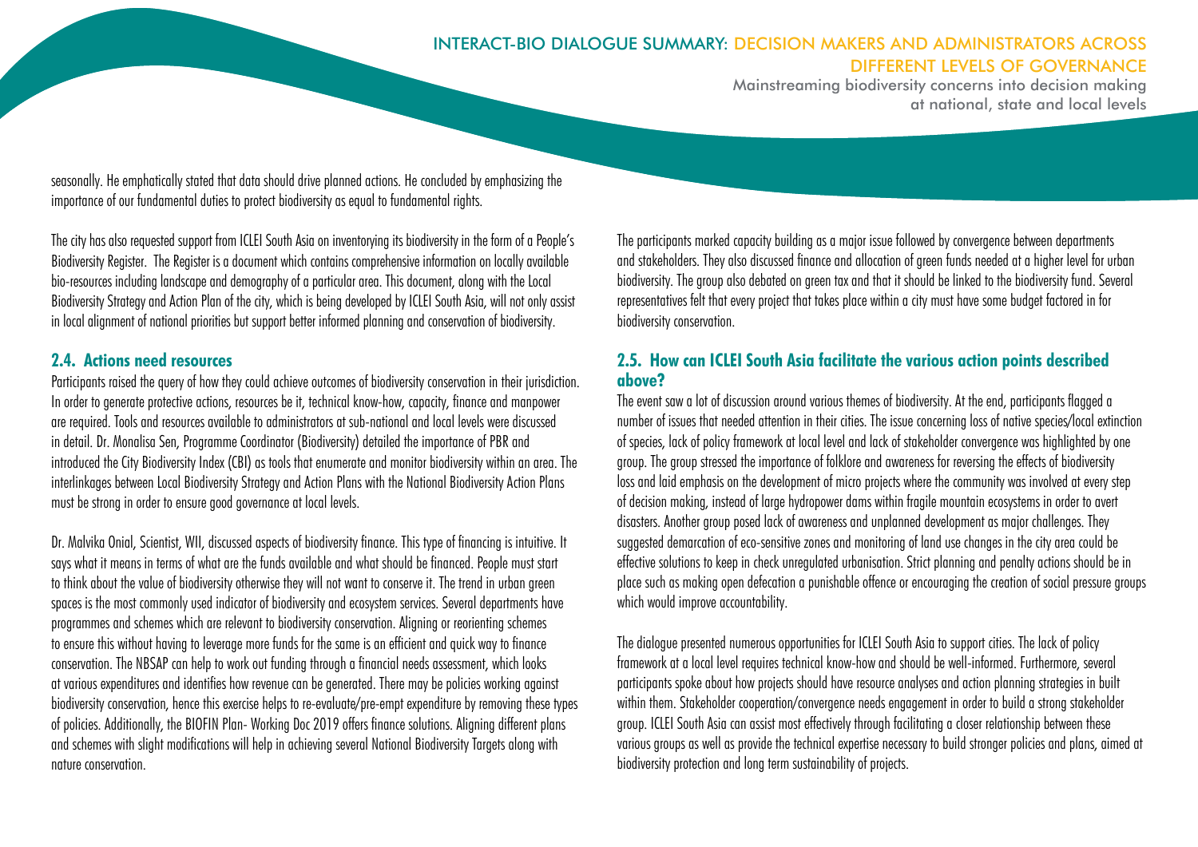seasonally. He emphatically stated that data should drive planned actions. He concluded by emphasizing the importance of our fundamental duties to protect biodiversity as equal to fundamental rights.

The city has also requested support from ICLEI South Asia on inventorying its biodiversity in the form of a People's Biodiversity Register. The Register is a document which contains comprehensive information on locally available bio-resources including landscape and demography of a particular area. This document, along with the Local Biodiversity Strategy and Action Plan of the city, which is being developed by ICLEI South Asia, will not only assist in local alignment of national priorities but support better informed planning and conservation of biodiversity.

### 2.4. Actions need resources

Participants raised the query of how they could achieve outcomes of biodiversity conservation in their jurisdiction. In order to generate protective actions, resources be it, technical know-how, capacity, finance and manpower are required. Tools and resources available to administrators at sub-national and local levels were discussed in detail. Dr. Monalisa Sen, Programme Coordinator (Biodiversity) detailed the importance of PBR and introduced the City Biodiversity Index (CBI) as tools that enumerate and monitor biodiversity within an area. The interlinkages between Local Biodiversity Strategy and Action Plans with the National Biodiversity Action Plans must be strong in order to ensure good governance at local levels.

Dr. Malvika Onial, Scientist, WII, discussed aspects of biodiversity finance. This type of financing is intuitive. It says what it means in terms of what are the funds available and what should be financed. People must start to think about the value of biodiversity otherwise they will not want to conserve it. The trend in urban green spaces is the most commonly used indicator of biodiversity and ecosystem services. Several departments have programmes and schemes which are relevant to biodiversity conservation. Aligning or reorienting schemes to ensure this without having to leverage more funds for the same is an efficient and quick way to finance conservation. The NBSAP can help to work out funding through a financial needs assessment, which looks at various expenditures and identifies how revenue can be generated. There may be policies working against biodiversity conservation, hence this exercise helps to re-evaluate/pre-empt expenditure by removing these types of policies. Additionally, the BIOFIN Plan- Working Doc 2019 offers finance solutions. Aligning different plans and schemes with slight modifications will help in achieving several National Biodiversity Targets along with nature conservation.

The participants marked capacity building as a major issue followed by convergence between departments and stakeholders. They also discussed finance and allocation of green funds needed at a higher level for urban biodiversity. The group also debated on green tax and that it should be linked to the biodiversity fund. Several representatives felt that every project that takes place within a city must have some budget factored in for biodiversity conservation.

### 2.5. How can ICLEI South Asia facilitate the various action points described above?

The event saw a lot of discussion around various themes of biodiversity. At the end, participants flagged a number of issues that needed attention in their cities. The issue concerning loss of native species/local extinction of species, lack of policy framework at local level and lack of stakeholder convergence was highlighted by one group. The group stressed the importance of folklore and awareness for reversing the effects of biodiversity loss and laid emphasis on the development of micro projects where the community was involved at every step of decision making, instead of large hydropower dams within fragile mountain ecosystems in order to avert disasters. Another group posed lack of awareness and unplanned development as major challenges. They suggested demarcation of eco-sensitive zones and monitoring of land use changes in the city area could be effective solutions to keep in check unregulated urbanisation. Strict planning and penalty actions should be in place such as making open defecation a punishable offence or encouraging the creation of social pressure groups which would improve accountability.

The dialogue presented numerous opportunities for ICLEI South Asia to support cities. The lack of policy framework at a local level requires technical know-how and should be well-informed. Furthermore, several participants spoke about how projects should have resource analyses and action planning strategies in built within them. Stakeholder cooperation/convergence needs engagement in order to build a strong stakeholder group. ICLEI South Asia can assist most effectively through facilitating a closer relationship between these various groups as well as provide the technical expertise necessary to build stronger policies and plans, aimed at biodiversity protection and long term sustainability of projects.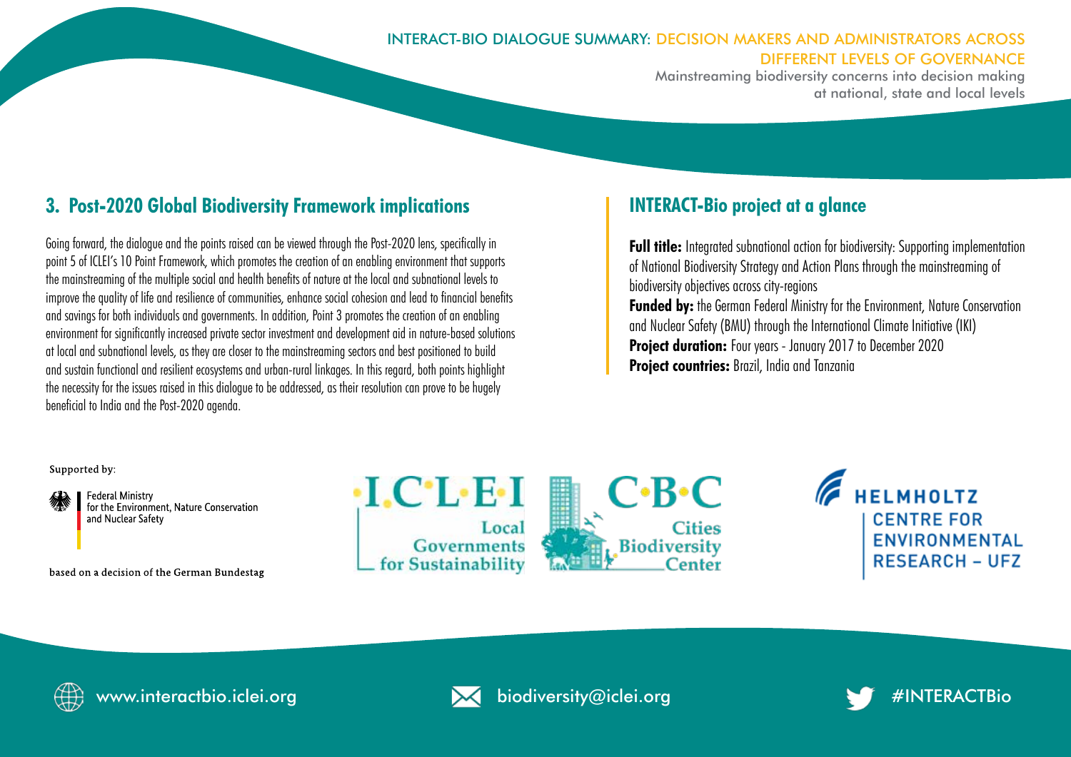## 3. Post-2020 Global Biodiversity Framework implications

Going forward, the dialogue and the points raised can be viewed through the Post-2020 lens, specifically in point 5 of ICLEI's 10 Point Framework, which promotes the creation of an enabling environment that supports the mainstreaming of the multiple social and health benefits of nature at the local and subnational levels to improve the quality of life and resilience of communities, enhance social cohesion and lead to financial benefits and savings for both individuals and governments. In addition, Point 3 promotes the creation of an enabling environment for significantly increased private sector investment and development aid in nature-based solutions at local and subnational levels, as they are closer to the mainstreaming sectors and best positioned to build and sustain functional and resilient ecosystems and urban-rural linkages. In this regard, both points highlight the necessity for the issues raised in this dialogue to be addressed, as their resolution can prove to be hugely beneficial to India and the Post-2020 agenda.

## INTERACT-Bio project at a glance

**Full title:** Integrated subnational action for biodiversity: Supporting implementation of National Biodiversity Strategy and Action Plans through the mainstreaming of biodiversity objectives across city-regions
**Funded by:** the German Federal Ministry for the Environment, Nature Conservation and Nuclear Safety (BMU) through the International Climate Initiative (IKI)
**Project duration:** Four years - January 2017 to December 2020
**Project countries:** Brazil, India and Tanzania

Supported by:

Federal Ministry for the Environment, Nature Conservation and Nuclear Safety

based on a decision of the German Bundestag

ICLEI Local Governments for Sustainability

CBC Cities Biodiversity Center

HELMHOLTZ CENTRE FOR ENVIRONMENTAL RESEARCH – UFZ

www.interactbio.iclei.org

biodiversity@iclei.org

#INTERACTBio